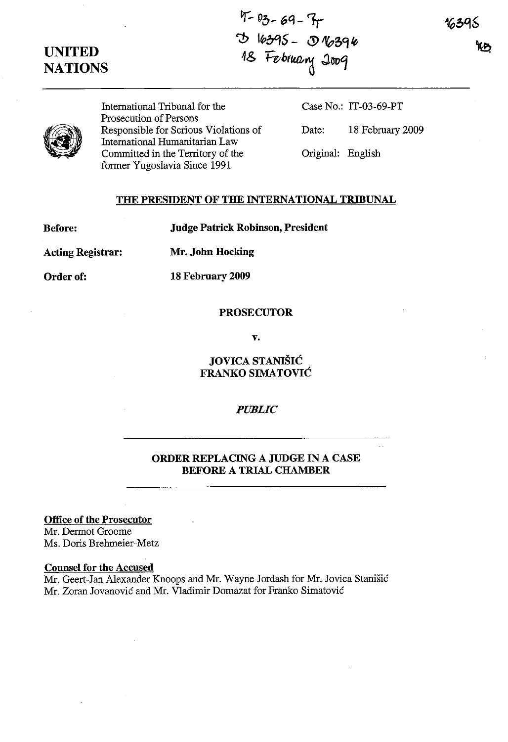IT-03-69-PT
D 16395 - D 16394
18 February 2009

16395

**UNITED NATIONS**

International Tribunal for the Prosecution of Persons Responsible for Serious Violations of International Humanitarian Law Committed in the Territory of the former Yugoslavia Since 1991

Case No.: IT-03-69-PT

Date: 18 February 2009

Original: English

## THE PRESIDENT OF THE INTERNATIONAL TRIBUNAL

**Before:** **Judge Patrick Robinson, President**

**Acting Registrar:** **Mr. John Hocking**

**Order of:** **18 February 2009**

**PROSECUTOR**

**v.**

**JOVICA STANIŠIĆ**
**FRANKO SIMATOVIĆ**

*PUBLIC*

## ORDER REPLACING A JUDGE IN A CASE BEFORE A TRIAL CHAMBER

**Office of the Prosecutor**
Mr. Dermot Groome
Ms. Doris Brehmeier-Metz

**Counsel for the Accused**
Mr. Geert-Jan Alexander Knoops and Mr. Wayne Jordash for Mr. Jovica Stanišić
Mr. Zoran Jovanović and Mr. Vladimir Domazat for Franko Simatović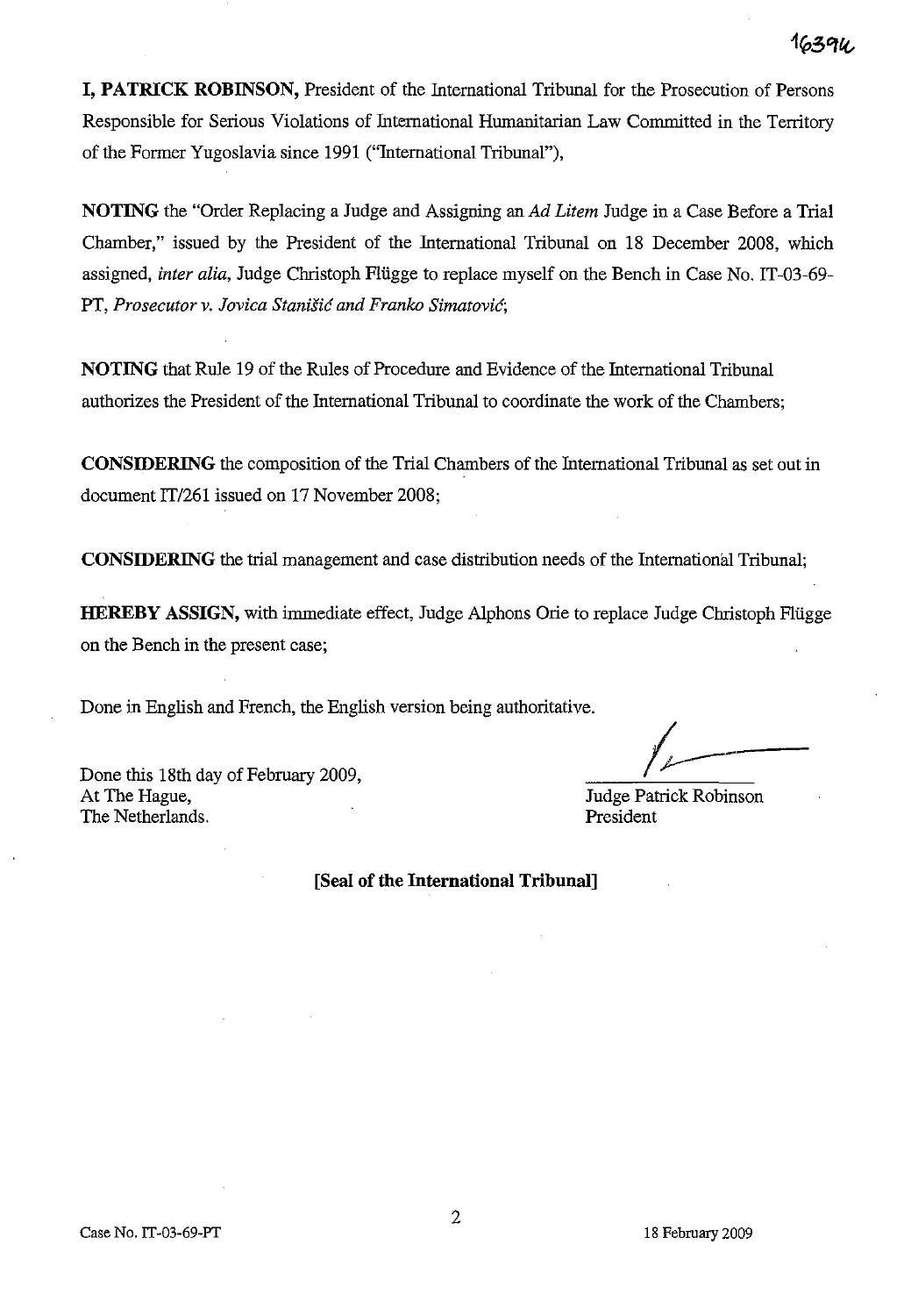**I, PATRICK ROBINSON,** President of the International Tribunal for the Prosecution of Persons Responsible for Serious Violations of International Humanitarian Law Committed in the Territory of the Former Yugoslavia since 1991 ("International Tribunal"),

**NOTING** the "Order Replacing a Judge and Assigning an *Ad Litem* Judge in a Case Before a Trial Chamber," issued by the President of the International Tribunal on 18 December 2008, which assigned, *inter alia*, Judge Christoph Flügge to replace myself on the Bench in Case No. IT-03-69-PT, *Prosecutor v. Jovica Stanišić and Franko Simatović*;

**NOTING** that Rule 19 of the Rules of Procedure and Evidence of the International Tribunal authorizes the President of the International Tribunal to coordinate the work of the Chambers;

**CONSIDERING** the composition of the Trial Chambers of the International Tribunal as set out in document IT/261 issued on 17 November 2008;

**CONSIDERING** the trial management and case distribution needs of the International Tribunal;

**HEREBY ASSIGN,** with immediate effect, Judge Alphons Orie to replace Judge Christoph Flügge on the Bench in the present case;

Done in English and French, the English version being authoritative.

Done this 18th day of February 2009,
At The Hague,
The Netherlands.

Judge Patrick Robinson
President

**[Seal of the International Tribunal]**